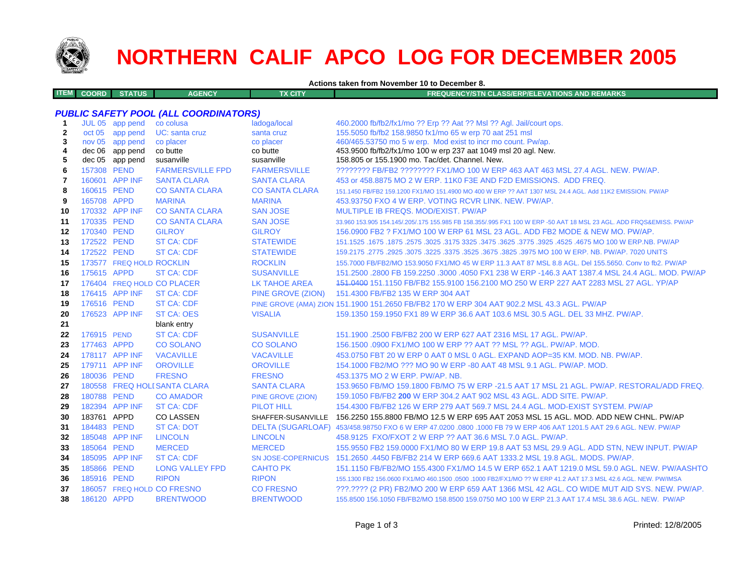# NORTHERN CALIF APCO LOG FOR DECEMBER 2005

**Actions taken from November 10 to December 8.**

| ITEM | COORD | STATUS | AGENCY | TX CITY | FREQUENCY/STN CLASS/ERP/ELEVATIONS AND REMARKS |
|---|---|---|---|---|---|
| | | | ***PUBLIC SAFETY POOL (ALL COORDINATORS)*** | | |
| 1 | JUL 05 | app pend | co colusa | ladoga/local | 460.2000 fb/fb2/fx1/mo ?? Erp ?? Aat ?? Msl ?? Agl. Jail/court ops. |
| 2 | oct 05 | app pend | UC: santa cruz | santa cruz | 155.5050 fb/fb2 158.9850 fx1/mo 65 w erp 70 aat 251 msl |
| 3 | nov 05 | app pend | co placer | co placer | 460/465.53750 mo 5 w erp. Mod exist to incr mo count. Pw/ap. |
| 4 | dec 06 | app pend | co butte | co butte | 453.9500 fb/fb2/fx1/mo 100 w erp 237 aat 1049 msl 20 agl. New. |
| 5 | dec 05 | app pend | susanville | susanville | 158.805 or 155.1900 mo. Tac/det. Channel. New. |
| 6 | 157308 | PEND | FARMERSVILLE FPD | FARMERSVILLE | ???????? FB/FB2 ???????? FX1/MO 100 W ERP 463 AAT 463 MSL 27.4 AGL. NEW. PW/AP. |
| 7 | 160601 | APP INF | SANTA CLARA | SANTA CLARA | 453 or 458.8875 MO 2 W ERP. 11K0 F3E AND F2D EMISSIONS. ADD FREQ. |
| 8 | 160615 | PEND | CO SANTA CLARA | CO SANTA CLARA | 151.1450 FB/FB2 159.1200 FX1/MO 151.4900 MO 400 W ERP ?? AAT 1307 MSL 24.4 AGL. Add 11K2 EMISSION. PW/AP |
| 9 | 165708 | APPD | MARINA | MARINA | 453.93750 FXO 4 W ERP. VOTING RCVR LINK. NEW. PW/AP. |
| 10 | 170332 | APP INF | CO SANTA CLARA | SAN JOSE | MULTIPLE IB FREQS. MOD/EXIST. PW/AP |
| 11 | 170335 | PEND | CO SANTA CLARA | SAN JOSE | 33.960 153.905 154.145/.205/.175 155.985 FB 158.355/.995 FX1 100 W ERP -50 AAT 18 MSL 23 AGL. ADD FRQS&EMISS. PW/AP |
| 12 | 170340 | PEND | GILROY | GILROY | 156.0900 FB2 ? FX1/MO 100 W ERP 61 MSL 23 AGL. ADD FB2 MODE & NEW MO. PW/AP. |
| 13 | 172522 | PEND | ST CA: CDF | STATEWIDE | 151.1525 .1675 .1875 .2575 .3025 .3175 3325 .3475 .3625 .3775 .3925 .4525 .4675 MO 100 W ERP.NB. PW/AP |
| 14 | 172522 | PEND | ST CA: CDF | STATEWIDE | 159.2175 .2775 .2925 .3075 .3225 .3375 .3525 .3675 .3825 .3975 MO 100 W ERP. NB. PW/AP. 7020 UNITS |
| 15 | 173577 | FREQ HOLD | ROCKLIN | ROCKLIN | 155.7000 FB/FB2/MO 153.9050 FX1/MO 45 W ERP 11.3 AAT 87 MSL 8.8 AGL. Del 155.5650. Conv to fb2. PW/AP |
| 16 | 175615 | APPD | ST CA: CDF | SUSANVILLE | 151.2500 .2800 FB 159.2250 .3000 .4050 FX1 238 W ERP -146.3 AAT 1387.4 MSL 24.4 AGL. MOD. PW/AP |
| 17 | 176404 | FREQ HOLD | CO PLACER | LK TAHOE AREA | ~~151.0400~~ 151.1150 FB/FB2 155.9100 156.2100 MO 250 W ERP 227 AAT 2283 MSL 27 AGL. YP/AP |
| 18 | 176415 | APP INF | ST CA: CDF | PINE GROVE (ZION) | 151.4300 FB/FB2 135 W ERP 304 AAT |
| 19 | 176516 | PEND | ST CA: CDF | PINE GROVE (AMA) ZION | 151.1900 151.2650 FB/FB2 170 W ERP 304 AAT 902.2 MSL 43.3 AGL. PW/AP |
| 20 | 176523 | APP INF | ST CA: OES | VISALIA | 159.1350 159.1950 FX1 89 W ERP 36.6 AAT 103.6 MSL 30.5 AGL. DEL 33 MHZ. PW/AP. |
| 21 | | | blank entry | | |
| 22 | 176915 | PEND | ST CA: CDF | SUSANVILLE | 151.1900 .2500 FB/FB2 200 W ERP 627 AAT 2316 MSL 17 AGL. PW/AP. |
| 23 | 177463 | APPD | CO SOLANO | CO SOLANO | 156.1500 .0900 FX1/MO 100 W ERP ?? AAT ?? MSL ?? AGL. PW/AP. MOD. |
| 24 | 178117 | APP INF | VACAVILLE | VACAVILLE | 453.0750 FBT 20 W ERP 0 AAT 0 MSL 0 AGL. EXPAND AOP=35 KM. MOD. NB. PW/AP. |
| 25 | 179711 | APP INF | OROVILLE | OROVILLE | 154.1000 FB2/MO ??? MO 90 W ERP -80 AAT 48 MSL 9.1 AGL. PW/AP. MOD. |
| 26 | 180036 | PEND | FRESNO | FRESNO | 453.1375 MO 2 W ERP. PW/AP. NB. |
| 27 | 180558 | FREQ HOLD | SANTA CLARA | SANTA CLARA | 153.9650 FB/MO 159.1800 FB/MO 75 W ERP -21.5 AAT 17 MSL 21 AGL. PW/AP. RESTORAL/ADD FREQ. |
| 28 | 180788 | PEND | CO AMADOR | PINE GROVE (ZION) | 159.1050 FB/FB2 **200** W ERP 304.2 AAT 902 MSL 43 AGL. ADD SITE. PW/AP. |
| 29 | 182394 | APP INF | ST CA: CDF | PILOT HILL | 154.4300 FB/FB2 126 W ERP 279 AAT 569.7 MSL 24.4 AGL. MOD-EXIST SYSTEM. PW/AP |
| 30 | 183761 | APPD | CO LASSEN | SHAFFER-SUSANVILLE | 156.2250 155.8800 FB/MO 12.5 W ERP 695 AAT 2053 MSL 15 AGL. MOD. ADD NEW CHNL. PW/AP |
| 31 | 184483 | PEND | ST CA: DOT | DELTA (SUGARLOAF) | 453/458.98750 FXO 6 W ERP 47.0200 .0800 .1000 FB 79 W ERP 406 AAT 1201.5 AAT 29.6 AGL. NEW. PW/AP |
| 32 | 185048 | APP INF | LINCOLN | LINCOLN | 458.9125 FXO/FXOT 2 W ERP ?? AAT 36.6 MSL 7.0 AGL. PW/AP. |
| 33 | 185064 | PEND | MERCED | MERCED | 155.9550 FB2 159.0000 FX1/MO 80 W ERP 19.8 AAT 53 MSL 29.9 AGL. ADD STN, NEW INPUT. PW/AP |
| 34 | 185095 | APP INF | ST CA: CDF | SN JOSE-COPERNICUS | 151.2650 .4450 FB/FB2 214 W ERP 669.6 AAT 1333.2 MSL 19.8 AGL. MODS. PW/AP. |
| 35 | 185866 | PEND | LONG VALLEY FPD | CAHTO PK | 151.1150 FB/FB2/MO 155.4300 FX1/MO 14.5 W ERP 652.1 AAT 1219.0 MSL 59.0 AGL. NEW. PW/AASHTO |
| 36 | 185916 | PEND | RIPON | RIPON | 155.1300 FB2 156.0600 FX1/MO 460.1500 .0500 .1000 FB2/FX1/MO ?? W ERP 41.2 AAT 17.3 MSL 42.6 AGL. NEW. PW/IMSA |
| 37 | 186057 | FREQ HOLD | CO FRESNO | CO FRESNO | ???.???? (2 PR) FB2/MO 200 W ERP 659 AAT 1366 MSL 42 AGL. CO WIDE MUT AID SYS. NEW. PW/AP. |
| 38 | 186120 | APPD | BRENTWOOD | BRENTWOOD | 155.8500 156.1050 FB/FB2/MO 158.8500 159.0750 MO 100 W ERP 21.3 AAT 17.4 MSL 38.6 AGL. NEW. PW/AP |

Printed: 12/8/2005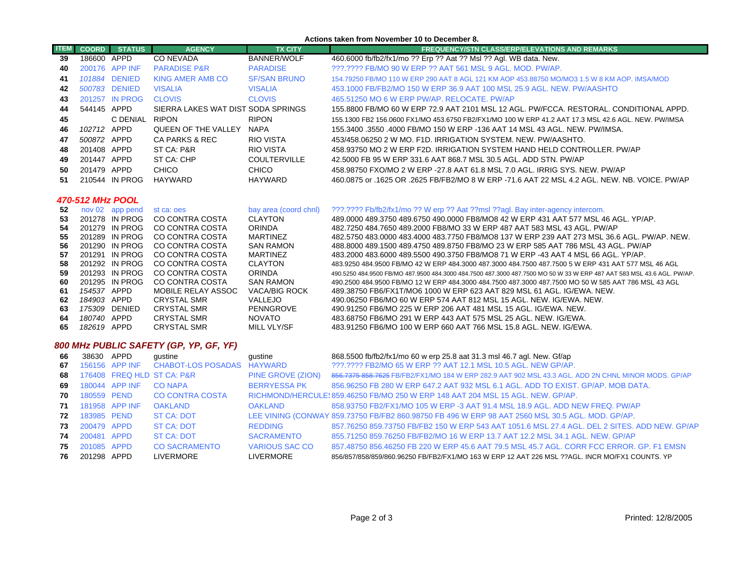**Actions taken from November 10 to December 8.**

| ITEM | COORD | STATUS | AGENCY | TX CITY | FREQUENCY/STN CLASS/ERP/ELEVATIONS AND REMARKS |
|---|---|---|---|---|---|
| 39 | 186600 | APPD | CO NEVADA | BANNER/WOLF | 460.6000 fb/fb2/fx1/mo ?? Erp ?? Aat ?? Msl ?? Agl. WB data. New. |
| 40 | 200176 | APP INF | PARADISE P&R | PARADISE | ???.???? FB/MO 90 W ERP ?? AAT 561 MSL 9 AGL. MOD. PW/AP. |
| 41 | 101884 | DENIED | KING AMER AMB CO | SF/SAN BRUNO | 154.79250 FB/MO 110 W ERP 290 AAT 8 AGL 121 KM AOP 453.88750 MO/MO3 1.5 W 8 KM AOP. IMSA/MOD |
| 42 | 500783 | DENIED | VISALIA | VISALIA | 453.1000 FB/FB2/MO 150 W ERP 36.9 AAT 100 MSL 25.9 AGL. NEW. PW/AASHTO |
| 43 | 201257 | IN PROG | CLOVIS | CLOVIS | 465.51250 MO 6 W ERP PW/AP. RELOCATE. PW/AP |
| 44 | 544145 | APPD | SIERRA LAKES WAT DIST | SODA SPRINGS | 155.8800 FB/MO 60 W ERP 72.9 AAT 2101 MSL 12 AGL. PW/FCCA. RESTORAL. CONDITIONAL APPD. |
| 45 | | C DENIAL | RIPON | RIPON | 155.1300 FB2 156.0600 FX1/MO 453.6750 FB2/FX1/MO 100 W ERP 41.2 AAT 17.3 MSL 42.6 AGL. NEW. PW/IMSA |
| 46 | 102712 | APPD | QUEEN OF THE VALLEY | NAPA | 155.3400 .3550 .4000 FB/MO 150 W ERP -136 AAT 14 MSL 43 AGL. NEW. PW/IMSA. |
| 47 | 500872 | APPD | CA PARKS & REC | RIO VISTA | 453/458.06250 2 W MO. F1D. IRRIGATION SYSTEM. NEW. PW/AASHTO. |
| 48 | 201408 | APPD | ST CA: P&R | RIO VISTA | 458.93750 MO 2 W ERP F2D. IRRIGATION SYSTEM HAND HELD CONTROLLER. PW/AP |
| 49 | 201447 | APPD | ST CA: CHP | COULTERVILLE | 42.5000 FB 95 W ERP 331.6 AAT 868.7 MSL 30.5 AGL. ADD STN. PW/AP |
| 50 | 201479 | APPD | CHICO | CHICO | 458.98750 FXO/MO 2 W ERP -27.8 AAT 61.8 MSL 7.0 AGL. IRRIG SYS. NEW. PW/AP |
| 51 | 210544 | IN PROG | HAYWARD | HAYWARD | 460.0875 or .1625 OR .2625 FB/FB2/MO 8 W ERP -71.6 AAT 22 MSL 4.2 AGL. NEW. NB. VOICE. PW/AP |

### 470-512 MHz POOL

| ITEM | COORD | STATUS | AGENCY | TX CITY | FREQUENCY/STN CLASS/ERP/ELEVATIONS AND REMARKS |
|---|---|---|---|---|---|
| 52 | nov 02 | app pend | st ca: oes | bay area (coord chnl) | ???.???? Fb/fb2/fx1/mo ?? W erp ?? Aat ??msl ??agl. Bay inter-agency intercom. |
| 53 | 201278 | IN PROG | CO CONTRA COSTA | CLAYTON | 489.0000 489.3750 489.6750 490.0000 FB8/MO8 42 W ERP 431 AAT 577 MSL 46 AGL. YP/AP. |
| 54 | 201279 | IN PROG | CO CONTRA COSTA | ORINDA | 482.7250 484.7650 489.2000 FB8/MO 33 W ERP 487 AAT 583 MSL 43 AGL. PW/AP |
| 55 | 201289 | IN PROG | CO CONTRA COSTA | MARTINEZ | 482.5750 483.0000 483.4000 483.7750 FB8/MO8 17 W ERP 239 AAT 273 MSL 36.6 AGL. PW/AP. NEW. |
| 56 | 201290 | IN PROG | CO CONTRA COSTA | SAN RAMON | 488.8000 489.1500 489.4750 489.8750 FB8/MO 23 W ERP 585 AAT 786 MSL 43 AGL. PW/AP |
| 57 | 201291 | IN PROG | CO CONTRA COSTA | MARTINEZ | 483.2000 483.6000 489.5500 490.3750 FB8/MO8 71 W ERP -43 AAT 4 MSL 66 AGL. YP/AP. |
| 58 | 201292 | IN PROG | CO CONTRA COSTA | CLAYTON | 483.9250 484.9500 FB/MO 42 W ERP 484.3000 487.3000 484.7500 487.7500 5 W ERP 431 AAT 577 MSL 46 AGL |
| 59 | 201293 | IN PROG | CO CONTRA COSTA | ORINDA | 490.5250 484.9500 FB/MO 487.9500 484.3000 484.7500 487.3000 487.7500 MO 50 W 33 W ERP 487 AAT 583 MSL 43.6 AGL. PW/AP. |
| 60 | 201295 | IN PROG | CO CONTRA COSTA | SAN RAMON | 490.2500 484.9500 FB/MO 12 W ERP 484.3000 484.7500 487.3000 487.7500 MO 50 W 585 AAT 786 MSL 43 AGL |
| 61 | 154537 | APPD | MOBILE RELAY ASSOC | VACA/BIG ROCK | 489.38750 FB6/FX1T/MO6 1000 W ERP 623 AAT 829 MSL 61 AGL. IG/EWA. NEW. |
| 62 | 184903 | APPD | CRYSTAL SMR | VALLEJO | 490.06250 FB6/MO 60 W ERP 574 AAT 812 MSL 15 AGL. NEW. IG/EWA. NEW. |
| 63 | 175309 | DENIED | CRYSTAL SMR | PENNGROVE | 490.91250 FB6/MO 225 W ERP 206 AAT 481 MSL 15 AGL. IG/EWA. NEW. |
| 64 | 180740 | APPD | CRYSTAL SMR | NOVATO | 483.68750 FB6/MO 291 W ERP 443 AAT 575 MSL 25 AGL. NEW. IG/EWA. |
| 65 | 182619 | APPD | CRYSTAL SMR | MILL VLY/SF | 483.91250 FB6/MO 100 W ERP 660 AAT 766 MSL 15.8 AGL. NEW. IG/EWA. |

### 800 MHz PUBLIC SAFETY (GP, YP, GF, YF)

| ITEM | COORD | STATUS | AGENCY | TX CITY | FREQUENCY/STN CLASS/ERP/ELEVATIONS AND REMARKS |
|---|---|---|---|---|---|
| 66 | 38630 | APPD | gustine | gustine | 868.5500 fb/fb2/fx1/mo 60 w erp 25.8 aat 31.3 msl 46.7 agl. New. Gf/ap |
| 67 | 156156 | APP INF | CHABOT-LOS POSADAS | HAYWARD | ???.???? FB2/MO 65 W ERP ?? AAT 12.1 MSL 10.5 AGL. NEW GP/AP. |
| 68 | 176408 | FREQ HLD | ST CA: P&R | PINE GROVE (ZION) | ~~856.7375 858.7625~~ FB/FB2/FX1/MO 184 W ERP 282.9 AAT 902 MSL 43.3 AGL. ADD 2N CHNL MINOR MODS. GP/AP |
| 69 | 180044 | APP INF | CO NAPA | BERRYESSA PK | 856.96250 FB 280 W ERP 647.2 AAT 932 MSL 6.1 AGL. ADD TO EXIST. GP/AP. MOB DATA. |
| 70 | 180559 | PEND | CO CONTRA COSTA | RICHMOND/HERCULES | 859.46250 FB/MO 250 W ERP 148 AAT 204 MSL 15 AGL. NEW. GP/AP. |
| 71 | 181958 | APP INF | OAKLAND | OAKLAND | 858.93750 FB2/FX1/MO 105 W ERP -3 AAT 91.4 MSL 18.9 AGL. ADD NEW FREQ. PW/AP |
| 72 | 183985 | PEND | ST CA: DOT | LEE VINING (CONWAY | 859.73750 FB/FB2 860.98750 FB 496 W ERP 98 AAT 2560 MSL 30.5 AGL. MOD. GP/AP. |
| 73 | 200479 | APPD | ST CA: DOT | REDDING | 857.76250 859.73750 FB/FB2 150 W ERP 543 AAT 1051.6 MSL 27.4 AGL. DEL 2 SITES. ADD NEW. GP/AP |
| 74 | 200481 | APPD | ST CA: DOT | SACRAMENTO | 855.71250 859.76250 FB/FB2/MO 16 W ERP 13.7 AAT 12.2 MSL 34.1 AGL. NEW. GP/AP |
| 75 | 201085 | APPD | CO SACRAMENTO | VARIOUS SAC CO | 857.48750 856.46250 FB 220 W ERP 45.6 AAT 79.5 MSL 45.7 AGL. CORR FCC ERROR. GP. F1 EMSN |
| 76 | 201298 | APPD | LIVERMORE | LIVERMORE | 856/857/858/859/860.96250 FB/FB2/FX1/MO 163 W ERP 12 AAT 226 MSL ??AGL. INCR MO/FX1 COUNTS. YP |

Printed: 12/8/2005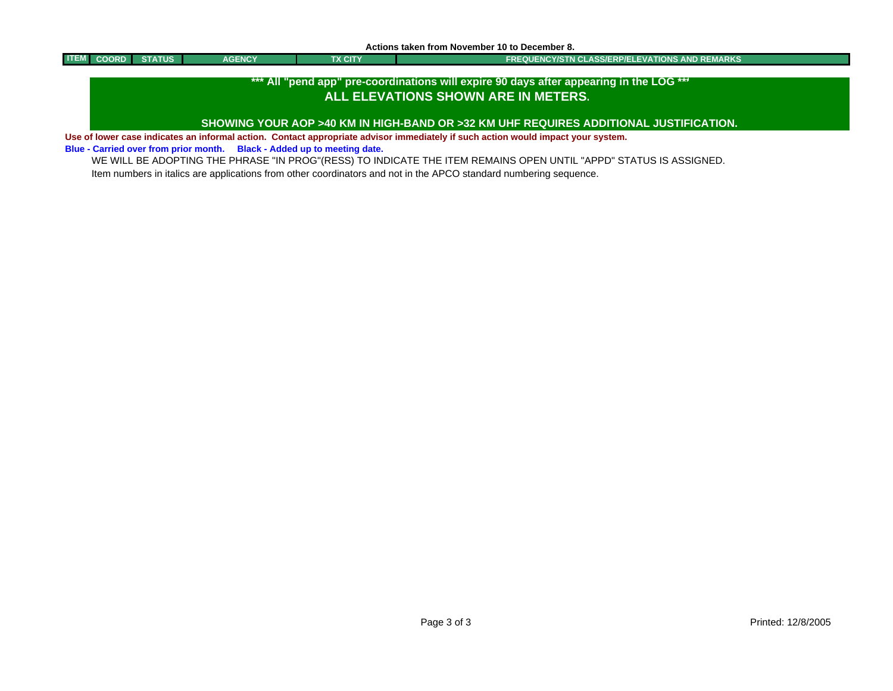**Actions taken from November 10 to December 8.**

| ITEM | COORD | STATUS | AGENCY | TX CITY | FREQUENCY/STN CLASS/ERP/ELEVATIONS AND REMARKS |
|---|---|---|---|---|---|

**\*\*\* All "pend app" pre-coordinations will expire 90 days after appearing in the LOG \*\*\***

**ALL ELEVATIONS SHOWN ARE IN METERS.**

**SHOWING YOUR AOP >40 KM IN HIGH-BAND OR >32 KM UHF REQUIRES ADDITIONAL JUSTIFICATION.**

**Use of lower case indicates an informal action. Contact appropriate advisor immediately if such action would impact your system.**

**Blue - Carried over from prior month. Black - Added up to meeting date.**

WE WILL BE ADOPTING THE PHRASE "IN PROG"(RESS) TO INDICATE THE ITEM REMAINS OPEN UNTIL "APPD" STATUS IS ASSIGNED.

Item numbers in italics are applications from other coordinators and not in the APCO standard numbering sequence.

Printed: 12/8/2005